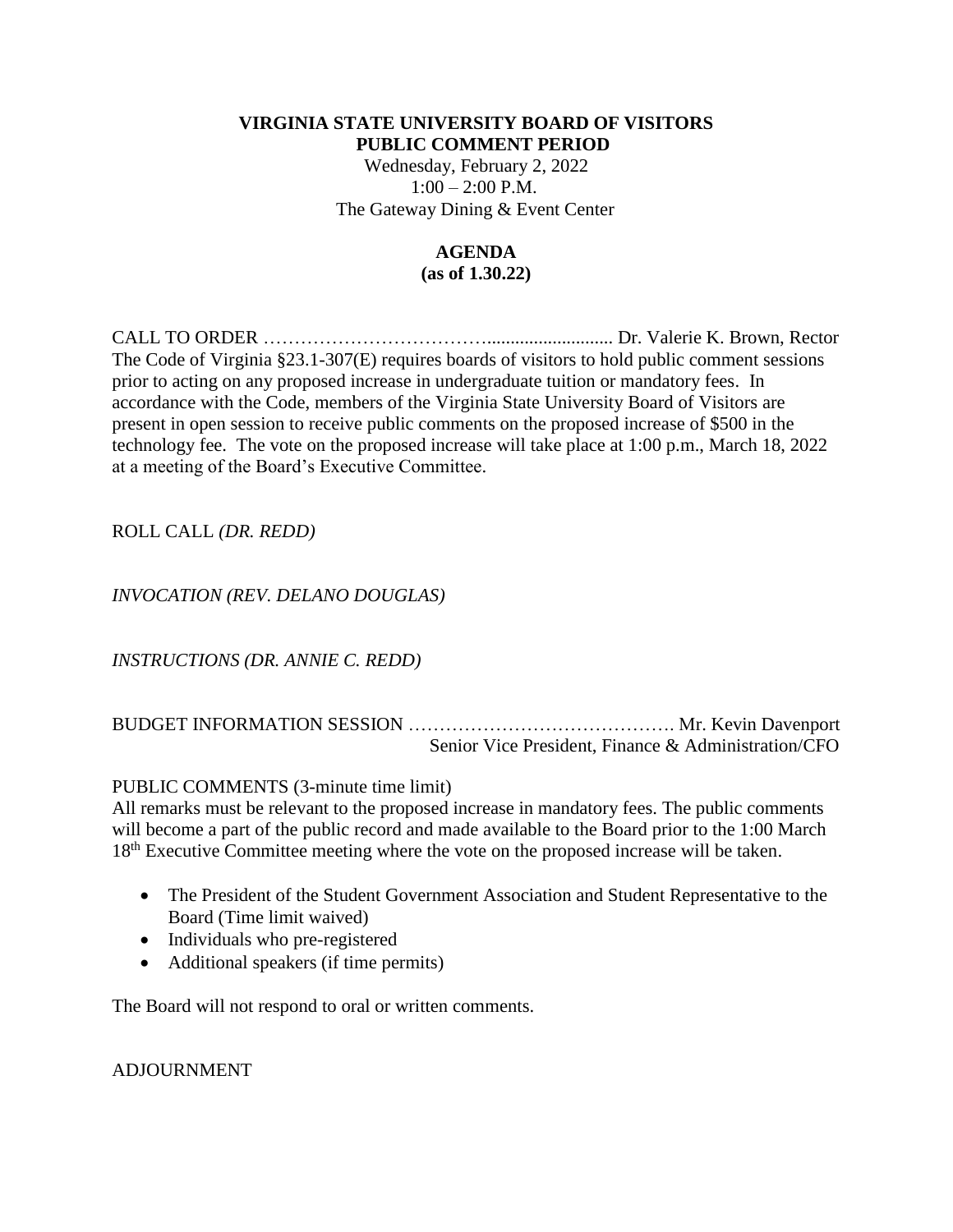# VIRGINIA STATE UNIVERSITY BOARD OF VISITORS
## PUBLIC COMMENT PERIOD

Wednesday, February 2, 2022
1:00 – 2:00 P.M.
The Gateway Dining & Event Center

## AGENDA
**(as of 1.30.22)**

CALL TO ORDER ……………………………………........................... Dr. Valerie K. Brown, Rector
The Code of Virginia §23.1-307(E) requires boards of visitors to hold public comment sessions prior to acting on any proposed increase in undergraduate tuition or mandatory fees. In accordance with the Code, members of the Virginia State University Board of Visitors are present in open session to receive public comments on the proposed increase of $500 in the technology fee. The vote on the proposed increase will take place at 1:00 p.m., March 18, 2022 at a meeting of the Board's Executive Committee.

ROLL CALL *(DR. REDD)*

*INVOCATION (REV. DELANO DOUGLAS)*

*INSTRUCTIONS (DR. ANNIE C. REDD)*

BUDGET INFORMATION SESSION ……………………………………. Mr. Kevin Davenport
Senior Vice President, Finance & Administration/CFO

PUBLIC COMMENTS (3-minute time limit)
All remarks must be relevant to the proposed increase in mandatory fees. The public comments will become a part of the public record and made available to the Board prior to the 1:00 March 18th Executive Committee meeting where the vote on the proposed increase will be taken.

- The President of the Student Government Association and Student Representative to the Board (Time limit waived)
- Individuals who pre-registered
- Additional speakers (if time permits)

The Board will not respond to oral or written comments.

ADJOURNMENT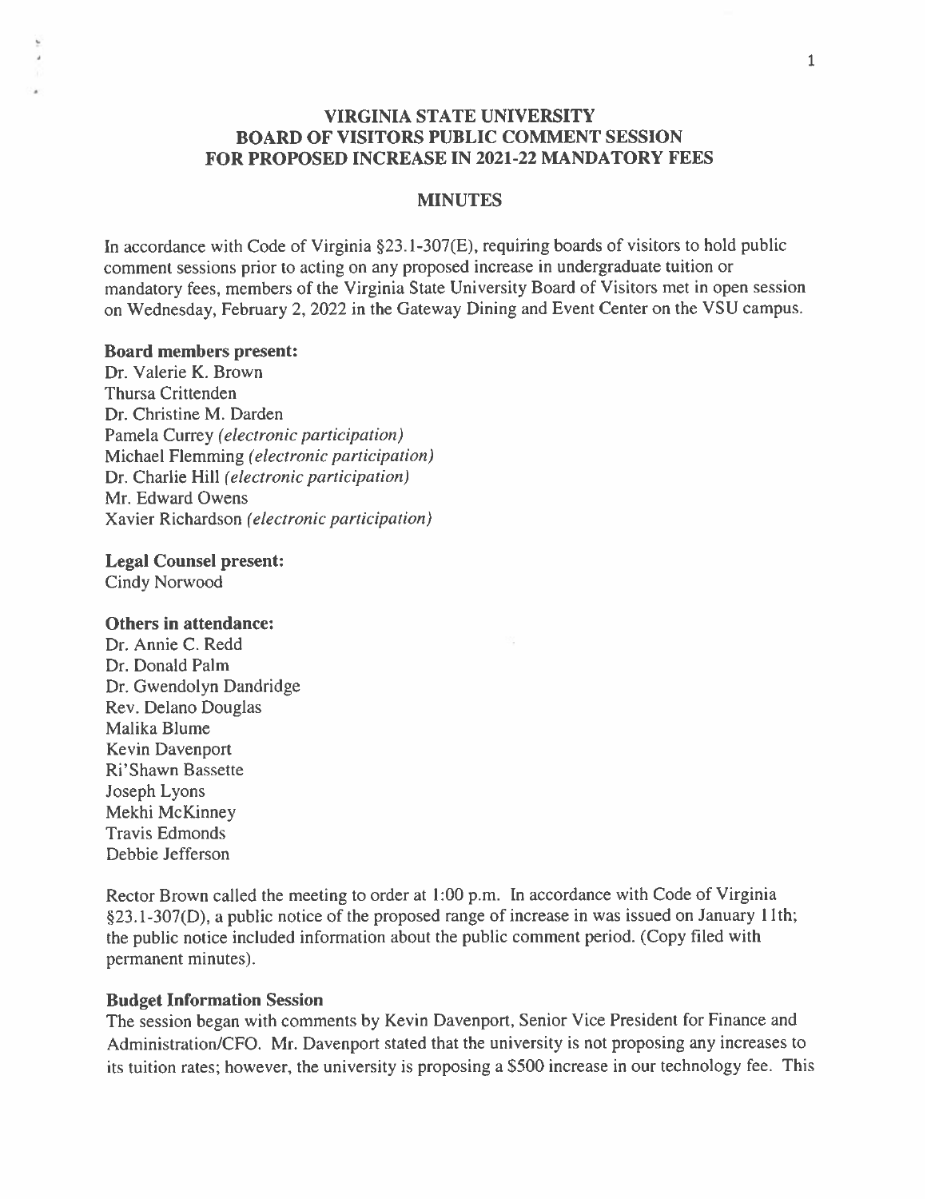# VIRGINIA STATE UNIVERSITY BOARD OF VISITORS PUBLIC COMMENT SESSION FOR PROPOSED INCREASE IN 2021-22 MANDATORY FEES

## MINUTES

In accordance with Code of Virginia §23.1-307(E), requiring boards of visitors to hold public comment sessions prior to acting on any proposed increase in undergraduate tuition or mandatory fees, members of the Virginia State University Board of Visitors met in open session on Wednesday, February 2, 2022 in the Gateway Dining and Event Center on the VSU campus.

**Board members present:**
Dr. Valerie K. Brown
Thursa Crittenden
Dr. Christine M. Darden
Pamela Currey *(electronic participation)*
Michael Flemming *(electronic participation)*
Dr. Charlie Hill *(electronic participation)*
Mr. Edward Owens
Xavier Richardson *(electronic participation)*

**Legal Counsel present:**
Cindy Norwood

**Others in attendance:**
Dr. Annie C. Redd
Dr. Donald Palm
Dr. Gwendolyn Dandridge
Rev. Delano Douglas
Malika Blume
Kevin Davenport
Ri'Shawn Bassette
Joseph Lyons
Mekhi McKinney
Travis Edmonds
Debbie Jefferson

Rector Brown called the meeting to order at 1:00 p.m. In accordance with Code of Virginia §23.1-307(D), a public notice of the proposed range of increase in was issued on January 11th; the public notice included information about the public comment period. (Copy filed with permanent minutes).

**Budget Information Session**
The session began with comments by Kevin Davenport, Senior Vice President for Finance and Administration/CFO. Mr. Davenport stated that the university is not proposing any increases to its tuition rates; however, the university is proposing a $500 increase in our technology fee. This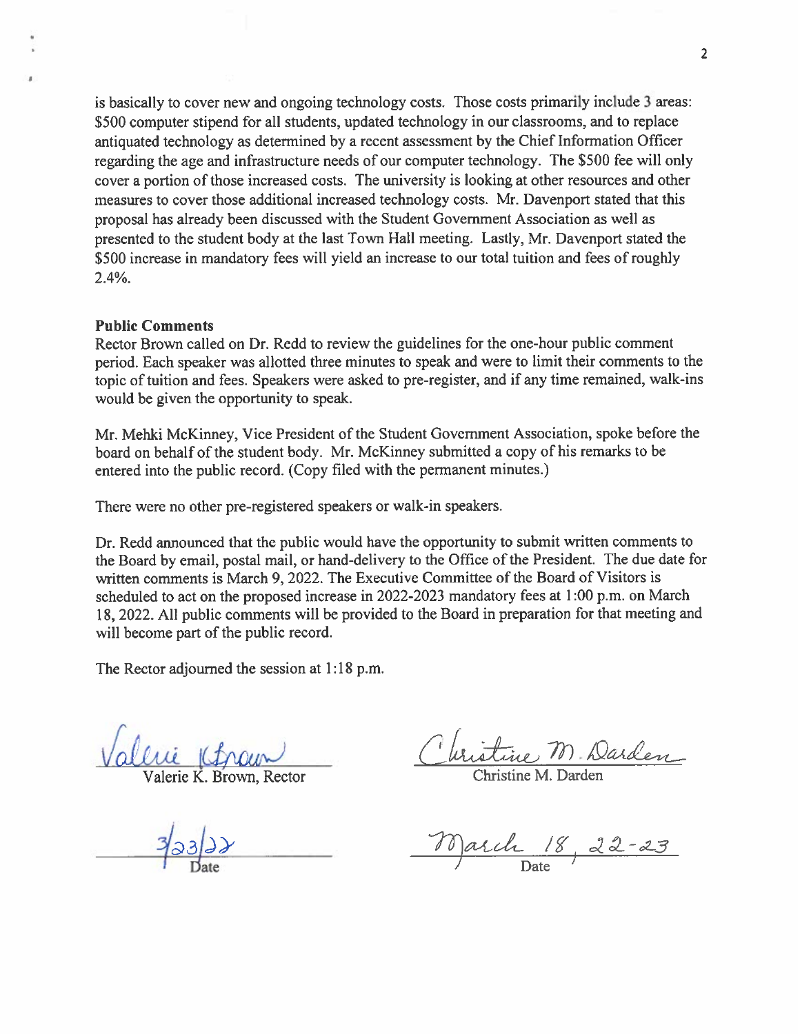is basically to cover new and ongoing technology costs. Those costs primarily include 3 areas: $500 computer stipend for all students, updated technology in our classrooms, and to replace antiquated technology as determined by a recent assessment by the Chief Information Officer regarding the age and infrastructure needs of our computer technology. The $500 fee will only cover a portion of those increased costs. The university is looking at other resources and other measures to cover those additional increased technology costs. Mr. Davenport stated that this proposal has already been discussed with the Student Government Association as well as presented to the student body at the last Town Hall meeting. Lastly, Mr. Davenport stated the $500 increase in mandatory fees will yield an increase to our total tuition and fees of roughly 2.4%.

**Public Comments**

Rector Brown called on Dr. Redd to review the guidelines for the one-hour public comment period. Each speaker was allotted three minutes to speak and were to limit their comments to the topic of tuition and fees. Speakers were asked to pre-register, and if any time remained, walk-ins would be given the opportunity to speak.

Mr. Mehki McKinney, Vice President of the Student Government Association, spoke before the board on behalf of the student body. Mr. McKinney submitted a copy of his remarks to be entered into the public record. (Copy filed with the permanent minutes.)

There were no other pre-registered speakers or walk-in speakers.

Dr. Redd announced that the public would have the opportunity to submit written comments to the Board by email, postal mail, or hand-delivery to the Office of the President. The due date for written comments is March 9, 2022. The Executive Committee of the Board of Visitors is scheduled to act on the proposed increase in 2022-2023 mandatory fees at 1:00 p.m. on March 18, 2022. All public comments will be provided to the Board in preparation for that meeting and will become part of the public record.

The Rector adjourned the session at 1:18 p.m.

| | |
|---|---|
| *Valerie K Brown* | *Christine M. Darden* |
| Valerie K. Brown, Rector | Christine M. Darden |
| *3/23/22* | *March 18, 22-23* |
| Date | Date |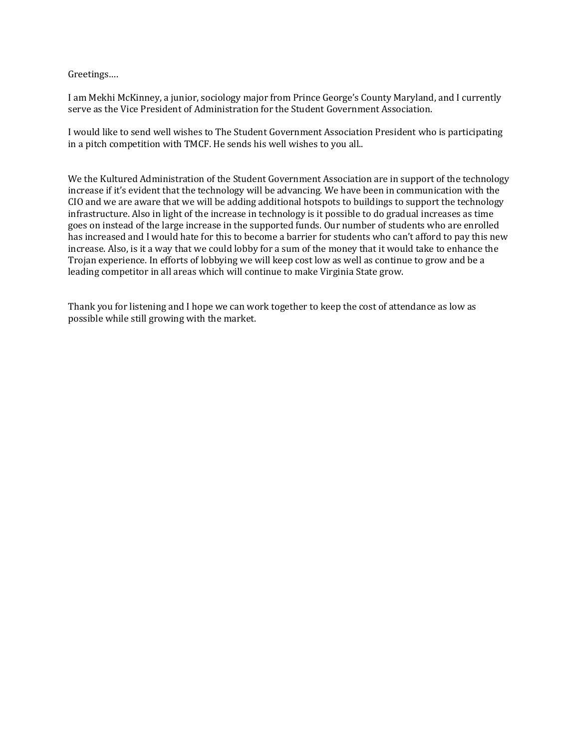Greetings….

I am Mekhi McKinney, a junior, sociology major from Prince George's County Maryland, and I currently serve as the Vice President of Administration for the Student Government Association.

I would like to send well wishes to The Student Government Association President who is participating in a pitch competition with TMCF. He sends his well wishes to you all..

We the Kultured Administration of the Student Government Association are in support of the technology increase if it's evident that the technology will be advancing. We have been in communication with the CIO and we are aware that we will be adding additional hotspots to buildings to support the technology infrastructure. Also in light of the increase in technology is it possible to do gradual increases as time goes on instead of the large increase in the supported funds. Our number of students who are enrolled has increased and I would hate for this to become a barrier for students who can't afford to pay this new increase. Also, is it a way that we could lobby for a sum of the money that it would take to enhance the Trojan experience. In efforts of lobbying we will keep cost low as well as continue to grow and be a leading competitor in all areas which will continue to make Virginia State grow.

Thank you for listening and I hope we can work together to keep the cost of attendance as low as possible while still growing with the market.